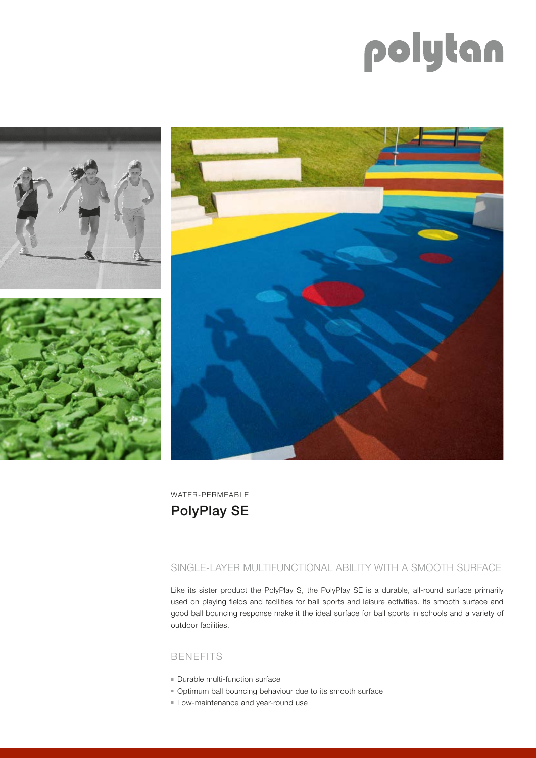polytan

WATER-PERMEABLE

# PolyPlay SE

## SINGLE-LAYER MULTIFUNCTIONAL ABILITY WITH A SMOOTH SURFACE

Like its sister product the PolyPlay S, the PolyPlay SE is a durable, all-round surface primarily used on playing fields and facilities for ball sports and leisure activities. Its smooth surface and good ball bouncing response make it the ideal surface for ball sports in schools and a variety of outdoor facilities.

## BENEFITS

- Durable multi-function surface
- Optimum ball bouncing behaviour due to its smooth surface
- Low-maintenance and year-round use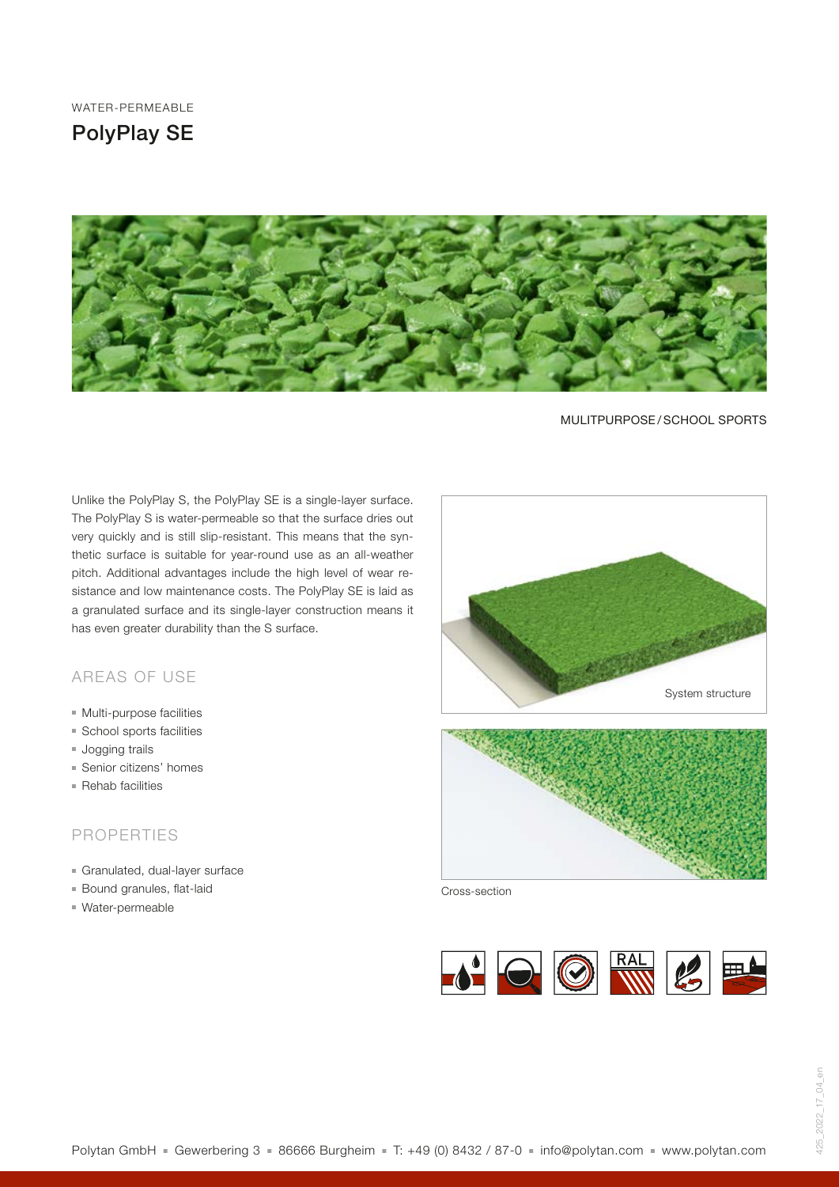WATER-PERMEABLE

# PolyPlay SE

MULITPURPOSE / SCHOOL SPORTS

Unlike the PolyPlay S, the PolyPlay SE is a single-layer surface. The PolyPlay S is water-permeable so that the surface dries out very quickly and is still slip-resistant. This means that the synthetic surface is suitable for year-round use as an all-weather pitch. Additional advantages include the high level of wear resistance and low maintenance costs. The PolyPlay SE is laid as a granulated surface and its single-layer construction means it has even greater durability than the S surface.

## AREAS OF USE

- Multi-purpose facilities
- School sports facilities
- Jogging trails
- Senior citizens' homes
- Rehab facilities

## PROPERTIES

- Granulated, dual-layer surface
- Bound granules, flat-laid
- Water-permeable

System structure

Cross-section

Polytan GmbH ▪ Gewerbering 3 ▪ 86666 Burgheim ▪ T: +49 (0) 8432 / 87-0 ▪ info@polytan.com ▪ www.polytan.com